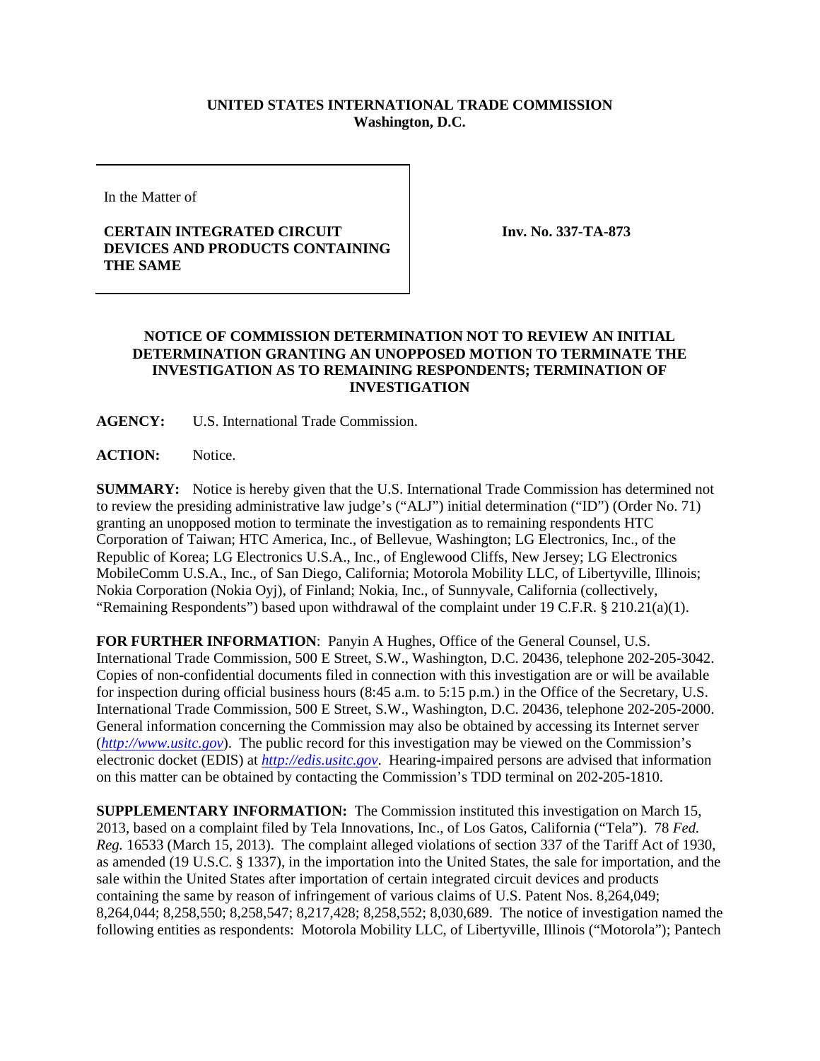**UNITED STATES INTERNATIONAL TRADE COMMISSION**
**Washington, D.C.**

| In the Matter of<br><br>**CERTAIN INTEGRATED CIRCUIT DEVICES AND PRODUCTS CONTAINING THE SAME** | **Inv. No. 337-TA-873** |
|---|---|

**NOTICE OF COMMISSION DETERMINATION NOT TO REVIEW AN INITIAL DETERMINATION GRANTING AN UNOPPOSED MOTION TO TERMINATE THE INVESTIGATION AS TO REMAINING RESPONDENTS; TERMINATION OF INVESTIGATION**

**AGENCY:** U.S. International Trade Commission.

**ACTION:** Notice.

**SUMMARY:** Notice is hereby given that the U.S. International Trade Commission has determined not to review the presiding administrative law judge's ("ALJ") initial determination ("ID") (Order No. 71) granting an unopposed motion to terminate the investigation as to remaining respondents HTC Corporation of Taiwan; HTC America, Inc., of Bellevue, Washington; LG Electronics, Inc., of the Republic of Korea; LG Electronics U.S.A., Inc., of Englewood Cliffs, New Jersey; LG Electronics MobileComm U.S.A., Inc., of San Diego, California; Motorola Mobility LLC, of Libertyville, Illinois; Nokia Corporation (Nokia Oyj), of Finland; Nokia, Inc., of Sunnyvale, California (collectively, "Remaining Respondents") based upon withdrawal of the complaint under 19 C.F.R. § 210.21(a)(1).

**FOR FURTHER INFORMATION**: Panyin A Hughes, Office of the General Counsel, U.S. International Trade Commission, 500 E Street, S.W., Washington, D.C. 20436, telephone 202-205-3042. Copies of non-confidential documents filed in connection with this investigation are or will be available for inspection during official business hours (8:45 a.m. to 5:15 p.m.) in the Office of the Secretary, U.S. International Trade Commission, 500 E Street, S.W., Washington, D.C. 20436, telephone 202-205-2000. General information concerning the Commission may also be obtained by accessing its Internet server (*http://www.usitc.gov*). The public record for this investigation may be viewed on the Commission's electronic docket (EDIS) at *http://edis.usitc.gov*. Hearing-impaired persons are advised that information on this matter can be obtained by contacting the Commission's TDD terminal on 202-205-1810.

**SUPPLEMENTARY INFORMATION:** The Commission instituted this investigation on March 15, 2013, based on a complaint filed by Tela Innovations, Inc., of Los Gatos, California ("Tela"). 78 *Fed. Reg.* 16533 (March 15, 2013). The complaint alleged violations of section 337 of the Tariff Act of 1930, as amended (19 U.S.C. § 1337), in the importation into the United States, the sale for importation, and the sale within the United States after importation of certain integrated circuit devices and products containing the same by reason of infringement of various claims of U.S. Patent Nos. 8,264,049; 8,264,044; 8,258,550; 8,258,547; 8,217,428; 8,258,552; 8,030,689. The notice of investigation named the following entities as respondents: Motorola Mobility LLC, of Libertyville, Illinois ("Motorola"); Pantech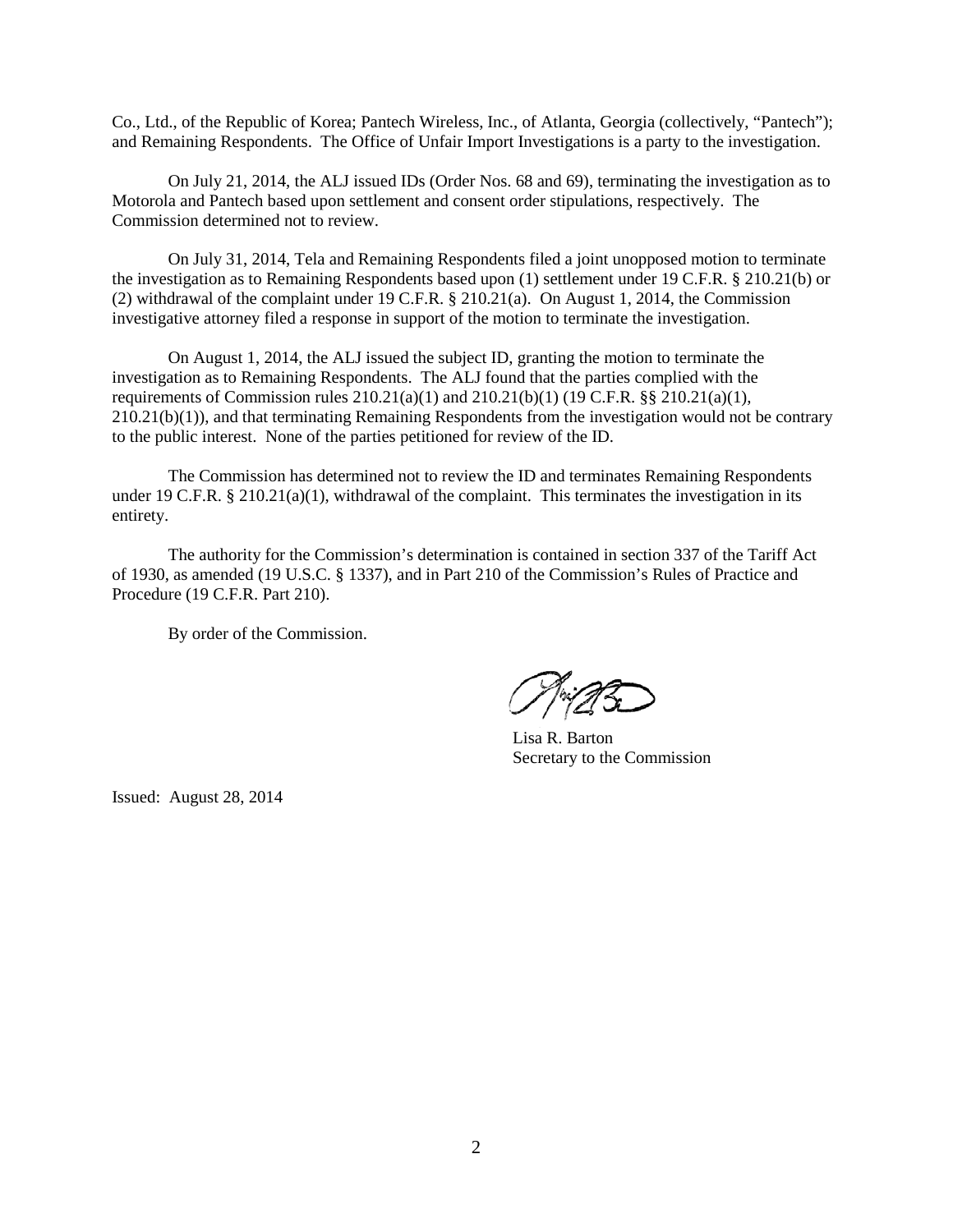Co., Ltd., of the Republic of Korea; Pantech Wireless, Inc., of Atlanta, Georgia (collectively, "Pantech"); and Remaining Respondents. The Office of Unfair Import Investigations is a party to the investigation.

On July 21, 2014, the ALJ issued IDs (Order Nos. 68 and 69), terminating the investigation as to Motorola and Pantech based upon settlement and consent order stipulations, respectively. The Commission determined not to review.

On July 31, 2014, Tela and Remaining Respondents filed a joint unopposed motion to terminate the investigation as to Remaining Respondents based upon (1) settlement under 19 C.F.R. § 210.21(b) or (2) withdrawal of the complaint under 19 C.F.R. § 210.21(a). On August 1, 2014, the Commission investigative attorney filed a response in support of the motion to terminate the investigation.

On August 1, 2014, the ALJ issued the subject ID, granting the motion to terminate the investigation as to Remaining Respondents. The ALJ found that the parties complied with the requirements of Commission rules 210.21(a)(1) and 210.21(b)(1) (19 C.F.R. §§ 210.21(a)(1), 210.21(b)(1)), and that terminating Remaining Respondents from the investigation would not be contrary to the public interest. None of the parties petitioned for review of the ID.

The Commission has determined not to review the ID and terminates Remaining Respondents under 19 C.F.R. § 210.21(a)(1), withdrawal of the complaint. This terminates the investigation in its entirety.

The authority for the Commission's determination is contained in section 337 of the Tariff Act of 1930, as amended (19 U.S.C. § 1337), and in Part 210 of the Commission's Rules of Practice and Procedure (19 C.F.R. Part 210).

By order of the Commission.

Lisa R. Barton
Secretary to the Commission

Issued: August 28, 2014